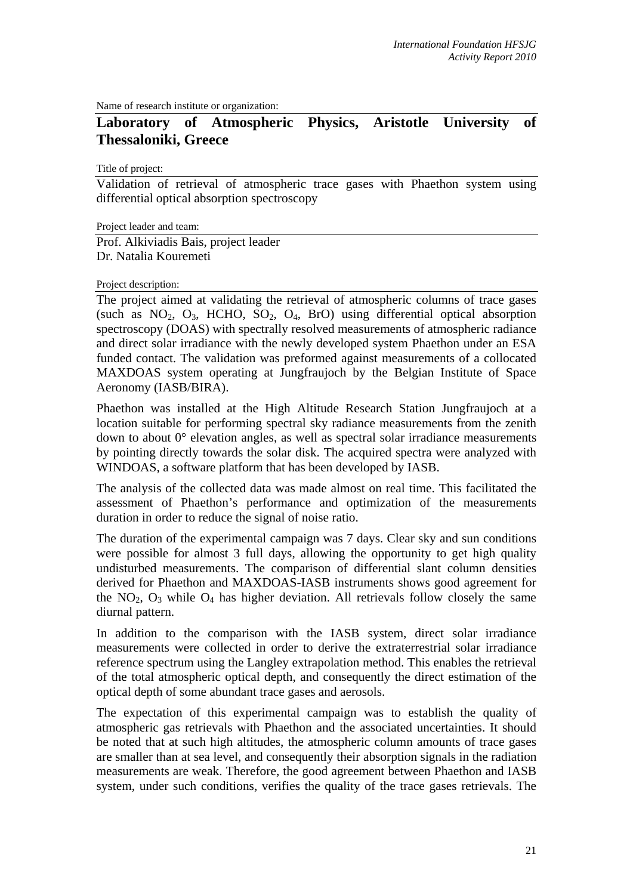Name of research institute or organization:

## Laboratory of Atmospheric Physics, Aristotle University of Thessaloniki, Greece

Title of project:

Validation of retrieval of atmospheric trace gases with Phaethon system using differential optical absorption spectroscopy

Project leader and team:

Prof. Alkiviadis Bais, project leader
Dr. Natalia Kouremeti

Project description:

The project aimed at validating the retrieval of atmospheric columns of trace gases (such as $NO_2$, $O_3$, HCHO, $SO_2$, $O_4$, BrO) using differential optical absorption spectroscopy (DOAS) with spectrally resolved measurements of atmospheric radiance and direct solar irradiance with the newly developed system Phaethon under an ESA funded contact. The validation was preformed against measurements of a collocated MAXDOAS system operating at Jungfraujoch by the Belgian Institute of Space Aeronomy (IASB/BIRA).

Phaethon was installed at the High Altitude Research Station Jungfraujoch at a location suitable for performing spectral sky radiance measurements from the zenith down to about 0° elevation angles, as well as spectral solar irradiance measurements by pointing directly towards the solar disk. The acquired spectra were analyzed with WINDOAS, a software platform that has been developed by IASB.

The analysis of the collected data was made almost on real time. This facilitated the assessment of Phaethon's performance and optimization of the measurements duration in order to reduce the signal of noise ratio.

The duration of the experimental campaign was 7 days. Clear sky and sun conditions were possible for almost 3 full days, allowing the opportunity to get high quality undisturbed measurements. The comparison of differential slant column densities derived for Phaethon and MAXDOAS-IASB instruments shows good agreement for the $NO_2$, $O_3$ while $O_4$ has higher deviation. All retrievals follow closely the same diurnal pattern.

In addition to the comparison with the IASB system, direct solar irradiance measurements were collected in order to derive the extraterrestrial solar irradiance reference spectrum using the Langley extrapolation method. This enables the retrieval of the total atmospheric optical depth, and consequently the direct estimation of the optical depth of some abundant trace gases and aerosols.

The expectation of this experimental campaign was to establish the quality of atmospheric gas retrievals with Phaethon and the associated uncertainties. It should be noted that at such high altitudes, the atmospheric column amounts of trace gases are smaller than at sea level, and consequently their absorption signals in the radiation measurements are weak. Therefore, the good agreement between Phaethon and IASB system, under such conditions, verifies the quality of the trace gases retrievals. The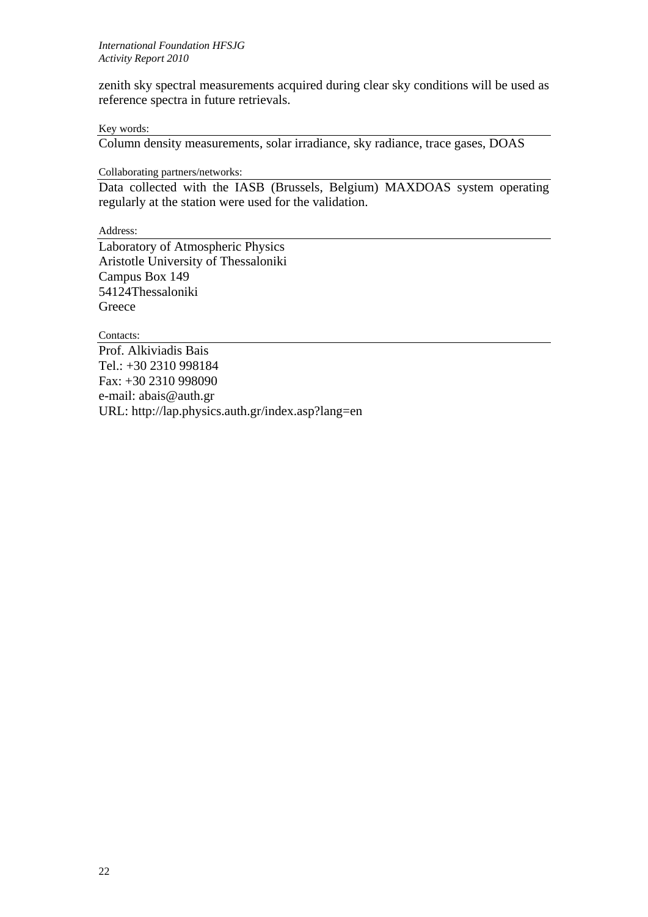zenith sky spectral measurements acquired during clear sky conditions will be used as reference spectra in future retrievals.

Key words:

Column density measurements, solar irradiance, sky radiance, trace gases, DOAS

Collaborating partners/networks:

Data collected with the IASB (Brussels, Belgium) MAXDOAS system operating regularly at the station were used for the validation.

Address:

Laboratory of Atmospheric Physics
Aristotle University of Thessaloniki
Campus Box 149
54124Thessaloniki
Greece

Contacts:

Prof. Alkiviadis Bais
Tel.: +30 2310 998184
Fax: +30 2310 998090
e-mail: abais@auth.gr
URL: http://lap.physics.auth.gr/index.asp?lang=en